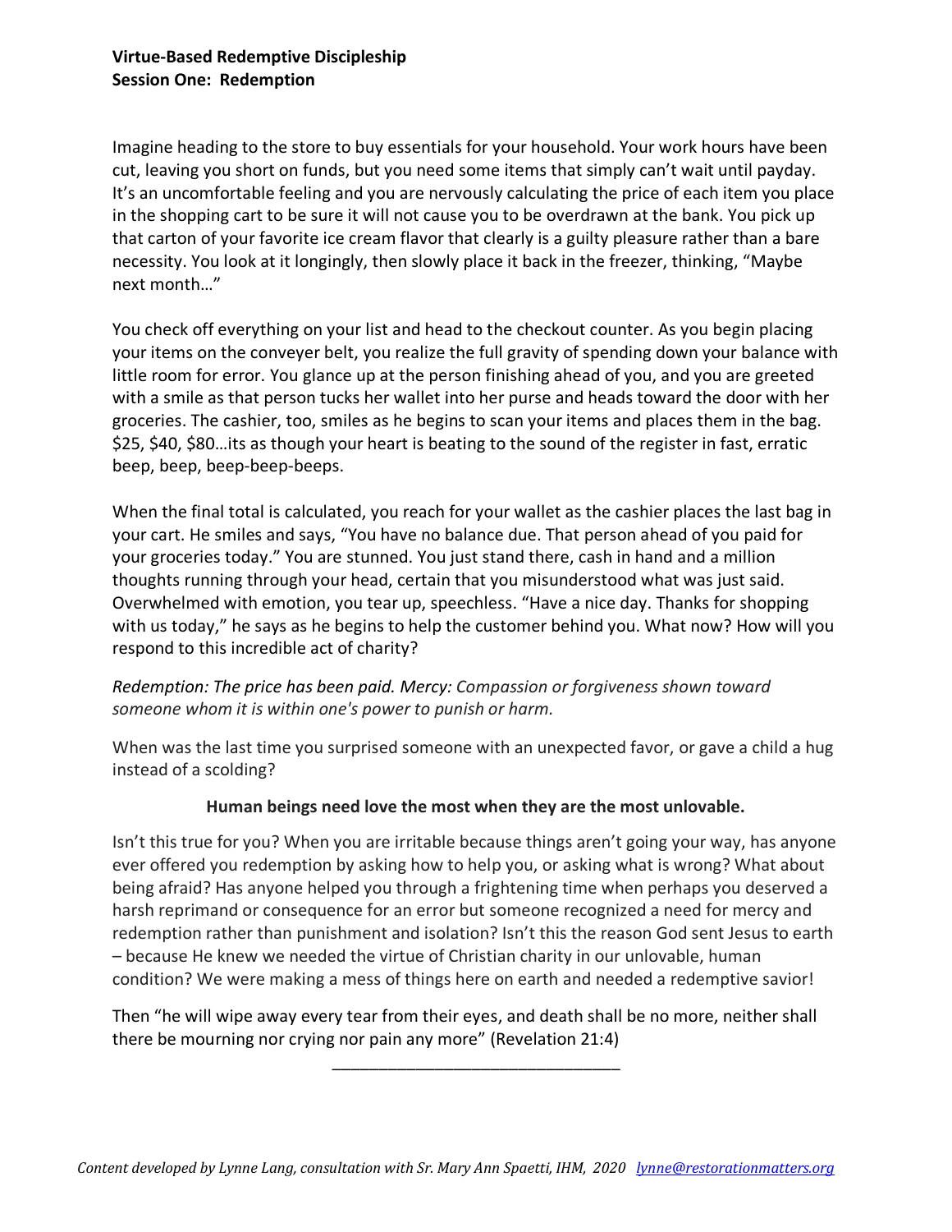**Virtue-Based Redemptive Discipleship**
**Session One: Redemption**

Imagine heading to the store to buy essentials for your household. Your work hours have been cut, leaving you short on funds, but you need some items that simply can't wait until payday. It's an uncomfortable feeling and you are nervously calculating the price of each item you place in the shopping cart to be sure it will not cause you to be overdrawn at the bank. You pick up that carton of your favorite ice cream flavor that clearly is a guilty pleasure rather than a bare necessity. You look at it longingly, then slowly place it back in the freezer, thinking, "Maybe next month…"

You check off everything on your list and head to the checkout counter. As you begin placing your items on the conveyer belt, you realize the full gravity of spending down your balance with little room for error. You glance up at the person finishing ahead of you, and you are greeted with a smile as that person tucks her wallet into her purse and heads toward the door with her groceries. The cashier, too, smiles as he begins to scan your items and places them in the bag. $25, $40, $80…its as though your heart is beating to the sound of the register in fast, erratic beep, beep, beep-beep-beeps.

When the final total is calculated, you reach for your wallet as the cashier places the last bag in your cart. He smiles and says, "You have no balance due. That person ahead of you paid for your groceries today." You are stunned. You just stand there, cash in hand and a million thoughts running through your head, certain that you misunderstood what was just said. Overwhelmed with emotion, you tear up, speechless. "Have a nice day. Thanks for shopping with us today," he says as he begins to help the customer behind you. What now? How will you respond to this incredible act of charity?

*Redemption: The price has been paid. Mercy: Compassion or forgiveness shown toward someone whom it is within one's power to punish or harm.*

When was the last time you surprised someone with an unexpected favor, or gave a child a hug instead of a scolding?

**Human beings need love the most when they are the most unlovable.**

Isn't this true for you? When you are irritable because things aren't going your way, has anyone ever offered you redemption by asking how to help you, or asking what is wrong? What about being afraid? Has anyone helped you through a frightening time when perhaps you deserved a harsh reprimand or consequence for an error but someone recognized a need for mercy and redemption rather than punishment and isolation? Isn't this the reason God sent Jesus to earth – because He knew we needed the virtue of Christian charity in our unlovable, human condition? We were making a mess of things here on earth and needed a redemptive savior!

Then "he will wipe away every tear from their eyes, and death shall be no more, neither shall there be mourning nor crying nor pain any more" (Revelation 21:4)

---

*Content developed by Lynne Lang, consultation with Sr. Mary Ann Spaetti, IHM, 2020* lynne@restorationmatters.org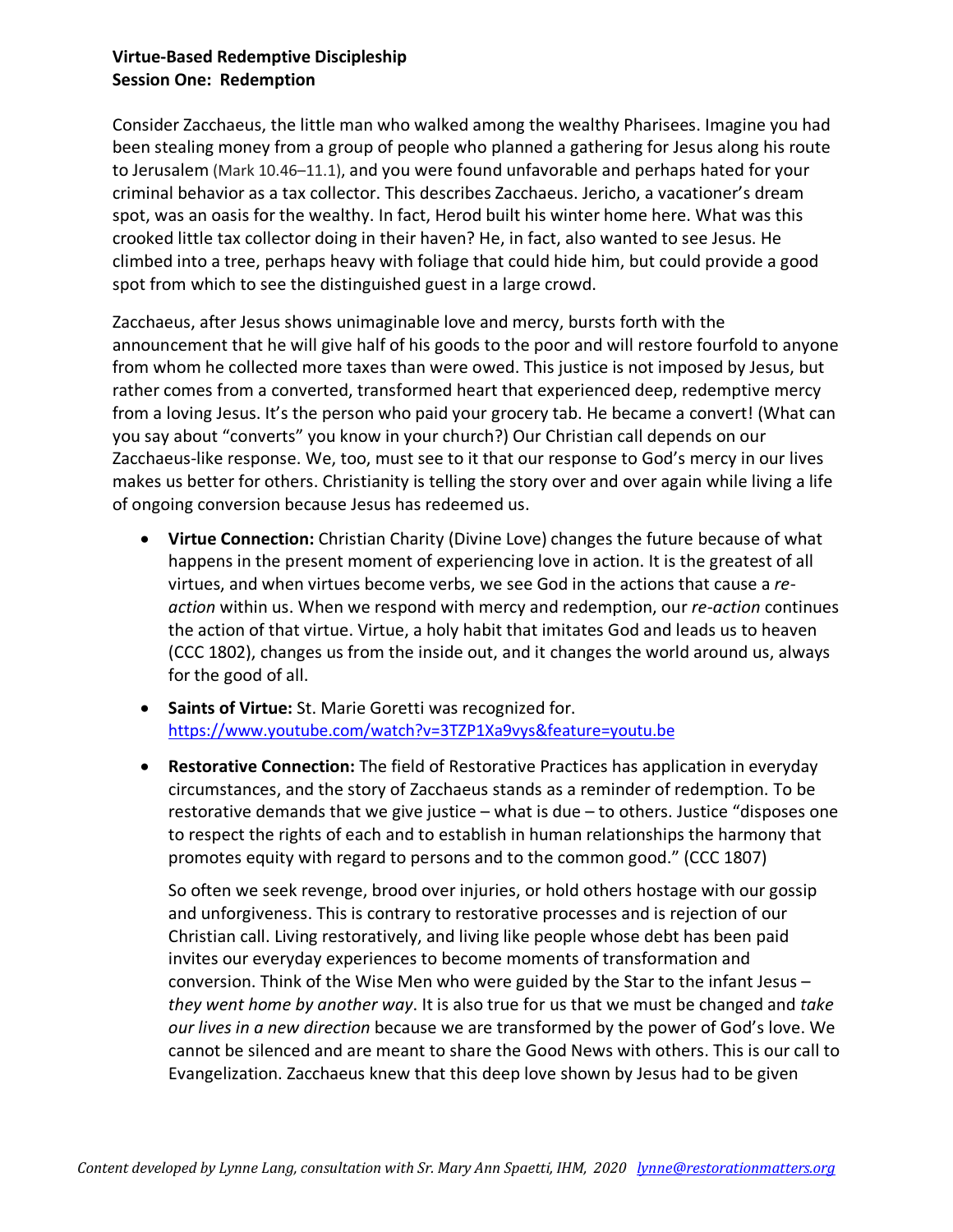**Virtue-Based Redemptive Discipleship**
**Session One: Redemption**

Consider Zacchaeus, the little man who walked among the wealthy Pharisees. Imagine you had been stealing money from a group of people who planned a gathering for Jesus along his route to Jerusalem (Mark 10.46–11.1), and you were found unfavorable and perhaps hated for your criminal behavior as a tax collector. This describes Zacchaeus. Jericho, a vacationer's dream spot, was an oasis for the wealthy. In fact, Herod built his winter home here. What was this crooked little tax collector doing in their haven? He, in fact, also wanted to see Jesus. He climbed into a tree, perhaps heavy with foliage that could hide him, but could provide a good spot from which to see the distinguished guest in a large crowd.

Zacchaeus, after Jesus shows unimaginable love and mercy, bursts forth with the announcement that he will give half of his goods to the poor and will restore fourfold to anyone from whom he collected more taxes than were owed. This justice is not imposed by Jesus, but rather comes from a converted, transformed heart that experienced deep, redemptive mercy from a loving Jesus. It's the person who paid your grocery tab. He became a convert! (What can you say about "converts" you know in your church?) Our Christian call depends on our Zacchaeus-like response. We, too, must see to it that our response to God's mercy in our lives makes us better for others. Christianity is telling the story over and over again while living a life of ongoing conversion because Jesus has redeemed us.

- **Virtue Connection:** Christian Charity (Divine Love) changes the future because of what happens in the present moment of experiencing love in action. It is the greatest of all virtues, and when virtues become verbs, we see God in the actions that cause a *re-action* within us. When we respond with mercy and redemption, our *re-action* continues the action of that virtue. Virtue, a holy habit that imitates God and leads us to heaven (CCC 1802), changes us from the inside out, and it changes the world around us, always for the good of all.

- **Saints of Virtue:** St. Marie Goretti was recognized for. https://www.youtube.com/watch?v=3TZP1Xa9vys&feature=youtu.be

- **Restorative Connection:** The field of Restorative Practices has application in everyday circumstances, and the story of Zacchaeus stands as a reminder of redemption. To be restorative demands that we give justice – what is due – to others. Justice "disposes one to respect the rights of each and to establish in human relationships the harmony that promotes equity with regard to persons and to the common good." (CCC 1807)

  So often we seek revenge, brood over injuries, or hold others hostage with our gossip and unforgiveness. This is contrary to restorative processes and is rejection of our Christian call. Living restoratively, and living like people whose debt has been paid invites our everyday experiences to become moments of transformation and conversion. Think of the Wise Men who were guided by the Star to the infant Jesus – *they went home by another way*. It is also true for us that we must be changed and *take our lives in a new direction* because we are transformed by the power of God's love. We cannot be silenced and are meant to share the Good News with others. This is our call to Evangelization. Zacchaeus knew that this deep love shown by Jesus had to be given

*Content developed by Lynne Lang, consultation with Sr. Mary Ann Spaetti, IHM, 2020 lynne@restorationmatters.org*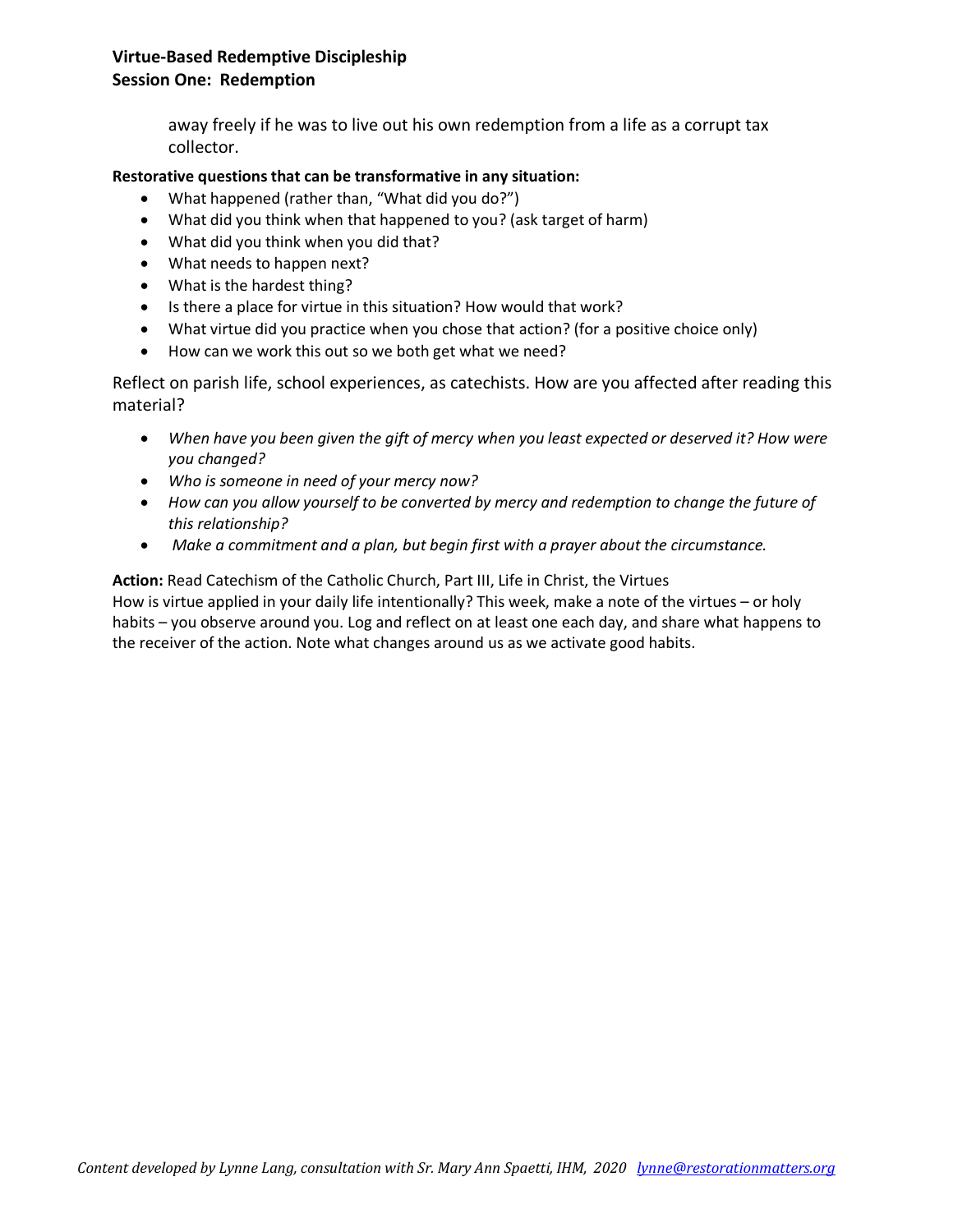away freely if he was to live out his own redemption from a life as a corrupt tax collector.

**Restorative questions that can be transformative in any situation:**

- What happened (rather than, "What did you do?")
- What did you think when that happened to you? (ask target of harm)
- What did you think when you did that?
- What needs to happen next?
- What is the hardest thing?
- Is there a place for virtue in this situation? How would that work?
- What virtue did you practice when you chose that action? (for a positive choice only)
- How can we work this out so we both get what we need?

Reflect on parish life, school experiences, as catechists. How are you affected after reading this material?

- *When have you been given the gift of mercy when you least expected or deserved it? How were you changed?*
- *Who is someone in need of your mercy now?*
- *How can you allow yourself to be converted by mercy and redemption to change the future of this relationship?*
- *Make a commitment and a plan, but begin first with a prayer about the circumstance.*

**Action:** Read Catechism of the Catholic Church, Part III, Life in Christ, the Virtues
How is virtue applied in your daily life intentionally? This week, make a note of the virtues – or holy habits – you observe around you. Log and reflect on at least one each day, and share what happens to the receiver of the action. Note what changes around us as we activate good habits.